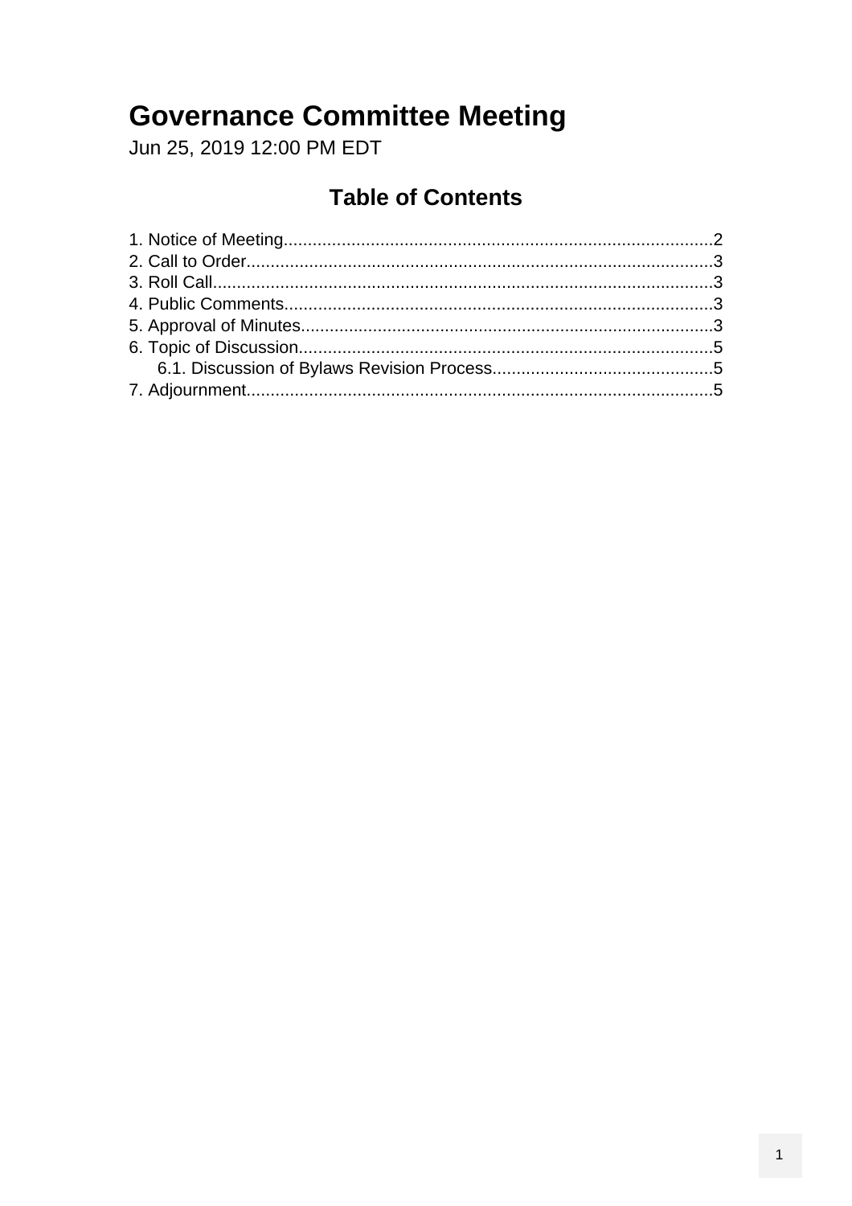# Governance Committee Meeting

Jun 25, 2019 12:00 PM EDT

## Table of Contents

1. Notice of Meeting........................................................................................2
2. Call to Order................................................................................................3
3. Roll Call.......................................................................................................3
4. Public Comments........................................................................................3
5. Approval of Minutes.....................................................................................3
6. Topic of Discussion......................................................................................5
    6.1. Discussion of Bylaws Revision Process.............................................5
7. Adjournment................................................................................................5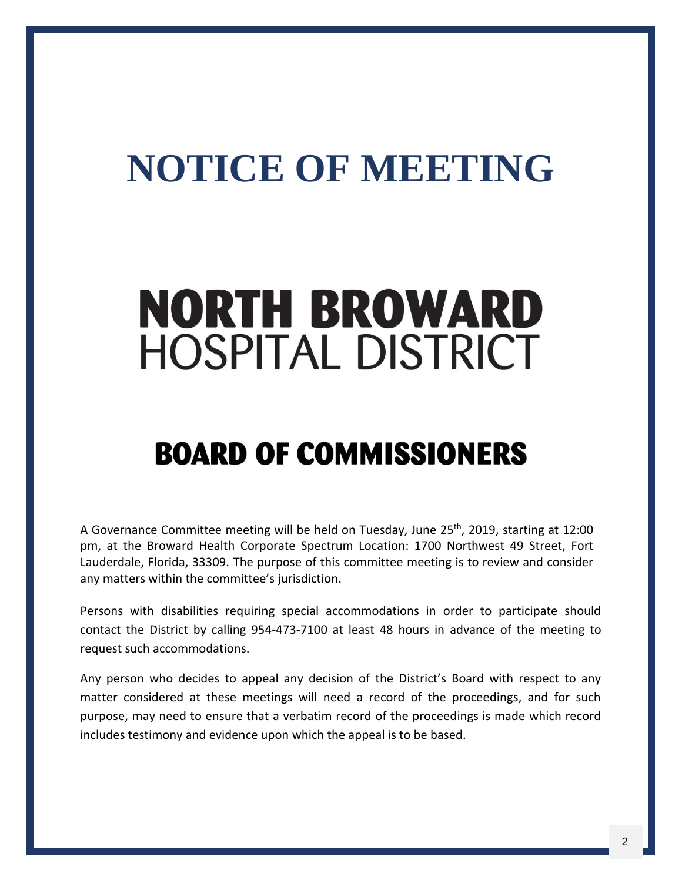# NOTICE OF MEETING

# NORTH BROWARD
## HOSPITAL DISTRICT

# BOARD OF COMMISSIONERS

A Governance Committee meeting will be held on Tuesday, June 25th, 2019, starting at 12:00 pm, at the Broward Health Corporate Spectrum Location: 1700 Northwest 49 Street, Fort Lauderdale, Florida, 33309. The purpose of this committee meeting is to review and consider any matters within the committee's jurisdiction.

Persons with disabilities requiring special accommodations in order to participate should contact the District by calling 954-473-7100 at least 48 hours in advance of the meeting to request such accommodations.

Any person who decides to appeal any decision of the District's Board with respect to any matter considered at these meetings will need a record of the proceedings, and for such purpose, may need to ensure that a verbatim record of the proceedings is made which record includes testimony and evidence upon which the appeal is to be based.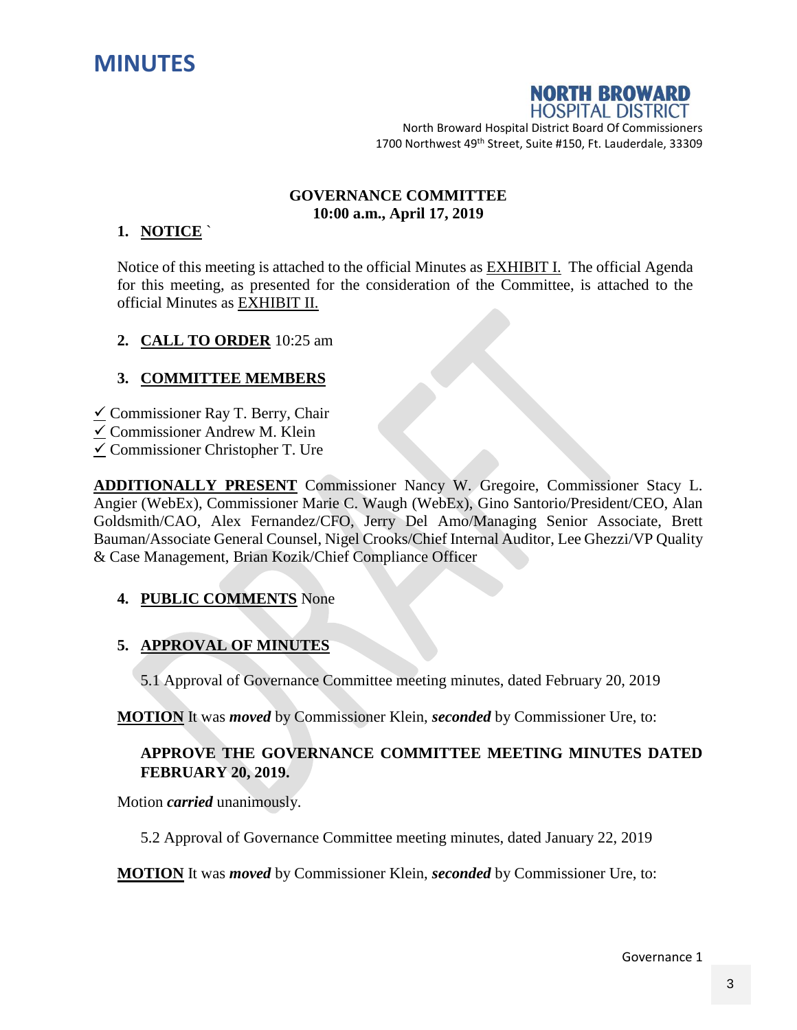# MINUTES

**NORTH BROWARD HOSPITAL DISTRICT**

North Broward Hospital District Board Of Commissioners
1700 Northwest 49th Street, Suite #150, Ft. Lauderdale, 33309

**GOVERNANCE COMMITTEE**
**10:00 a.m., April 17, 2019**

1. **NOTICE** `

Notice of this meeting is attached to the official Minutes as EXHIBIT I. The official Agenda for this meeting, as presented for the consideration of the Committee, is attached to the official Minutes as EXHIBIT II.

2. **CALL TO ORDER** 10:25 am

3. **COMMITTEE MEMBERS**

✓ Commissioner Ray T. Berry, Chair
✓ Commissioner Andrew M. Klein
✓ Commissioner Christopher T. Ure

**ADDITIONALLY PRESENT** Commissioner Nancy W. Gregoire, Commissioner Stacy L. Angier (WebEx), Commissioner Marie C. Waugh (WebEx), Gino Santorio/President/CEO, Alan Goldsmith/CAO, Alex Fernandez/CFO, Jerry Del Amo/Managing Senior Associate, Brett Bauman/Associate General Counsel, Nigel Crooks/Chief Internal Auditor, Lee Ghezzi/VP Quality & Case Management, Brian Kozik/Chief Compliance Officer

4. **PUBLIC COMMENTS** None

5. **APPROVAL OF MINUTES**

5.1 Approval of Governance Committee meeting minutes, dated February 20, 2019

**MOTION** It was ***moved*** by Commissioner Klein, ***seconded*** by Commissioner Ure, to:

**APPROVE THE GOVERNANCE COMMITTEE MEETING MINUTES DATED FEBRUARY 20, 2019.**

Motion ***carried*** unanimously.

5.2 Approval of Governance Committee meeting minutes, dated January 22, 2019

**MOTION** It was ***moved*** by Commissioner Klein, ***seconded*** by Commissioner Ure, to: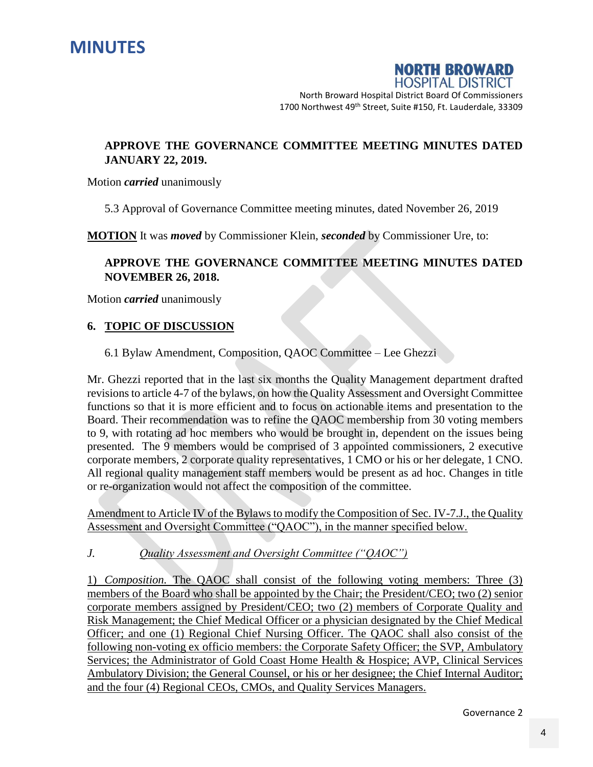# MINUTES

**NORTH BROWARD HOSPITAL DISTRICT**

North Broward Hospital District Board Of Commissioners
1700 Northwest 49th Street, Suite #150, Ft. Lauderdale, 33309

**APPROVE THE GOVERNANCE COMMITTEE MEETING MINUTES DATED JANUARY 22, 2019.**

Motion ***carried*** unanimously

5.3 Approval of Governance Committee meeting minutes, dated November 26, 2019

**MOTION** It was ***moved*** by Commissioner Klein, ***seconded*** by Commissioner Ure, to:

**APPROVE THE GOVERNANCE COMMITTEE MEETING MINUTES DATED NOVEMBER 26, 2018.**

Motion ***carried*** unanimously

## 6. TOPIC OF DISCUSSION

6.1 Bylaw Amendment, Composition, QAOC Committee – Lee Ghezzi

Mr. Ghezzi reported that in the last six months the Quality Management department drafted revisions to article 4-7 of the bylaws, on how the Quality Assessment and Oversight Committee functions so that it is more efficient and to focus on actionable items and presentation to the Board. Their recommendation was to refine the QAOC membership from 30 voting members to 9, with rotating ad hoc members who would be brought in, dependent on the issues being presented. The 9 members would be comprised of 3 appointed commissioners, 2 executive corporate members, 2 corporate quality representatives, 1 CMO or his or her delegate, 1 CNO. All regional quality management staff members would be present as ad hoc. Changes in title or re-organization would not affect the composition of the committee.

<u>Amendment to Article IV of the Bylaws to modify the Composition of Sec. IV-7.J., the Quality Assessment and Oversight Committee ("QAOC"), in the manner specified below.</u>

*J.* <u>*Quality Assessment and Oversight Committee ("QAOC")*</u>

<u>1) *Composition.* The QAOC shall consist of the following voting members: Three (3) members of the Board who shall be appointed by the Chair; the President/CEO; two (2) senior corporate members assigned by President/CEO; two (2) members of Corporate Quality and Risk Management; the Chief Medical Officer or a physician designated by the Chief Medical Officer; and one (1) Regional Chief Nursing Officer. The QAOC shall also consist of the following non-voting ex officio members: the Corporate Safety Officer; the SVP, Ambulatory Services; the Administrator of Gold Coast Home Health & Hospice; AVP, Clinical Services Ambulatory Division; the General Counsel, or his or her designee; the Chief Internal Auditor; and the four (4) Regional CEOs, CMOs, and Quality Services Managers.</u>

Governance 2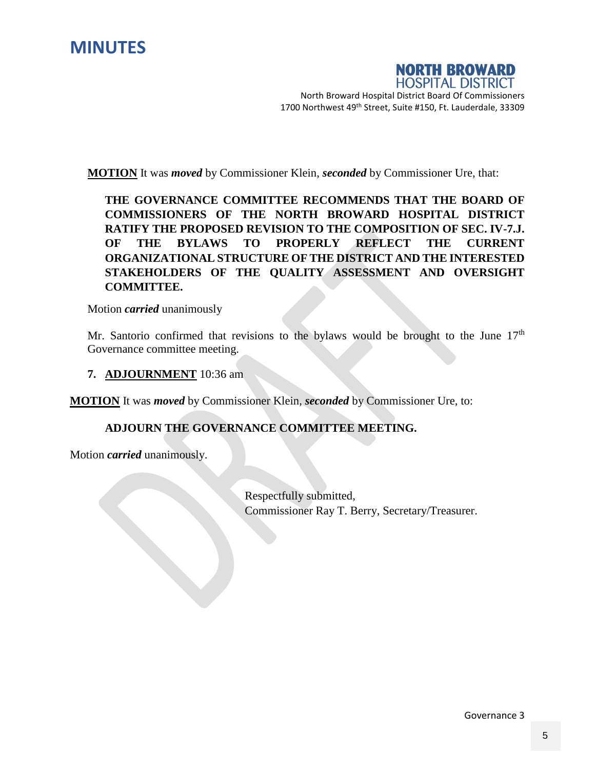# MINUTES

**NORTH BROWARD HOSPITAL DISTRICT**

North Broward Hospital District Board Of Commissioners
1700 Northwest 49th Street, Suite #150, Ft. Lauderdale, 33309

**MOTION** It was ***moved*** by Commissioner Klein, ***seconded*** by Commissioner Ure, that:

**THE GOVERNANCE COMMITTEE RECOMMENDS THAT THE BOARD OF COMMISSIONERS OF THE NORTH BROWARD HOSPITAL DISTRICT RATIFY THE PROPOSED REVISION TO THE COMPOSITION OF SEC. IV-7.J. OF THE BYLAWS TO PROPERLY REFLECT THE CURRENT ORGANIZATIONAL STRUCTURE OF THE DISTRICT AND THE INTERESTED STAKEHOLDERS OF THE QUALITY ASSESSMENT AND OVERSIGHT COMMITTEE.**

Motion ***carried*** unanimously

Mr. Santorio confirmed that revisions to the bylaws would be brought to the June 17th Governance committee meeting.

**7. ADJOURNMENT** 10:36 am

**MOTION** It was ***moved*** by Commissioner Klein, ***seconded*** by Commissioner Ure, to:

**ADJOURN THE GOVERNANCE COMMITTEE MEETING.**

Motion ***carried*** unanimously.

Respectfully submitted,
Commissioner Ray T. Berry, Secretary/Treasurer.